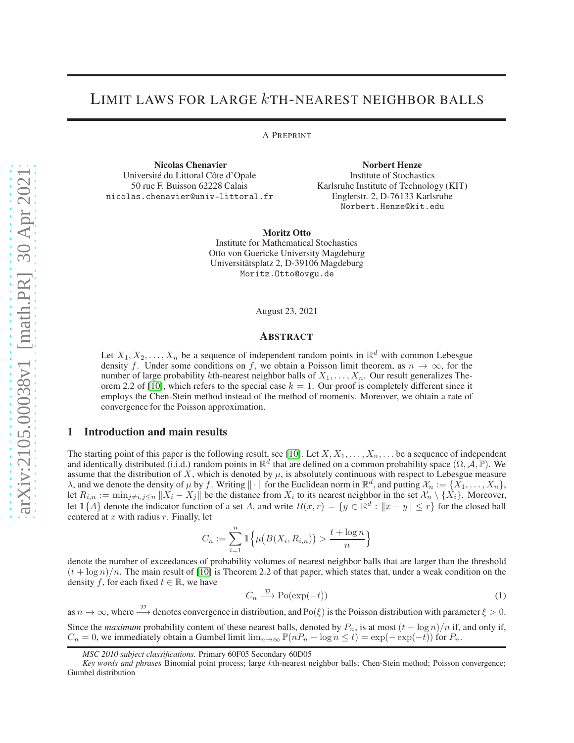# Limit laws for large $k$th-nearest neighbor balls

A Preprint

**Nicolas Chenavier**
Université du Littoral Côte d'Opale
50 rue F. Buisson 62228 Calais
nicolas.chenavier@univ-littoral.fr

**Norbert Henze**
Institute of Stochastics
Karlsruhe Institute of Technology (KIT)
Englerstr. 2, D-76133 Karlsruhe
Norbert.Henze@kit.edu

**Moritz Otto**
Institute for Mathematical Stochastics
Otto von Guericke University Magdeburg
Universitätsplatz 2, D-39106 Magdeburg
Moritz.Otto@ovgu.de

August 23, 2021

## Abstract

Let $X_1, X_2, \ldots, X_n$ be a sequence of independent random points in $\mathbb{R}^d$ with common Lebesgue density $f$. Under some conditions on $f$, we obtain a Poisson limit theorem, as $n \to \infty$, for the number of large probability $k$th-nearest neighbor balls of $X_1, \ldots, X_n$. Our result generalizes Theorem 2.2 of [10], which refers to the special case $k = 1$. Our proof is completely different since it employs the Chen-Stein method instead of the method of moments. Moreover, we obtain a rate of convergence for the Poisson approximation.

## 1 Introduction and main results

The starting point of this paper is the following result, see [10]. Let $X, X_1, \ldots, X_n, \ldots$ be a sequence of independent and identically distributed (i.i.d.) random points in $\mathbb{R}^d$ that are defined on a common probability space $(\Omega, \mathcal{A}, \mathbb{P})$. We assume that the distribution of $X$, which is denoted by $\mu$, is absolutely continuous with respect to Lebesgue measure $\lambda$, and we denote the density of $\mu$ by $f$. Writing $\|\cdot\|$ for the Euclidean norm in $\mathbb{R}^d$, and putting $\mathcal{X}_n := \{X_1, \ldots, X_n\}$, let $R_{i,n} := \min_{j \neq i, j \le n} \|X_i - X_j\|$ be the distance from $X_i$ to its nearest neighbor in the set $\mathcal{X}_n \setminus \{X_i\}$. Moreover, let $\mathbb{1}\{A\}$ denote the indicator function of a set $A$, and write $B(x, r) = \{y \in \mathbb{R}^d : \|x - y\| \le r\}$ for the closed ball centered at $x$ with radius $r$. Finally, let

$$C_n := \sum_{i=1}^{n} \mathbb{1}\Big\{\mu\big(B(X_i, R_{i,n})\big) > \frac{t + \log n}{n}\Big\}$$

denote the number of exceedances of probability volumes of nearest neighbor balls that are larger than the threshold $(t + \log n)/n$. The main result of [10] is Theorem 2.2 of that paper, which states that, under a weak condition on the density $f$, for each fixed $t \in \mathbb{R}$, we have

$$C_n \xrightarrow{\mathcal{D}} \mathrm{Po}(\exp(-t)) \tag{1}$$

as $n \to \infty$, where $\xrightarrow{\mathcal{D}}$ denotes convergence in distribution, and $\mathrm{Po}(\xi)$ is the Poisson distribution with parameter $\xi > 0$.

Since the *maximum* probability content of these nearest balls, denoted by $P_n$, is at most $(t + \log n)/n$ if, and only if, $C_n = 0$, we immediately obtain a Gumbel limit $\lim_{n\to\infty} \mathbb{P}(nP_n - \log n \le t) = \exp(-\exp(-t))$ for $P_n$.

*MSC 2010 subject classifications.* Primary 60F05 Secondary 60D05

*Key words and phrases* Binomial point process; large $k$th-nearest neighbor balls; Chen-Stein method; Poisson convergence; Gumbel distribution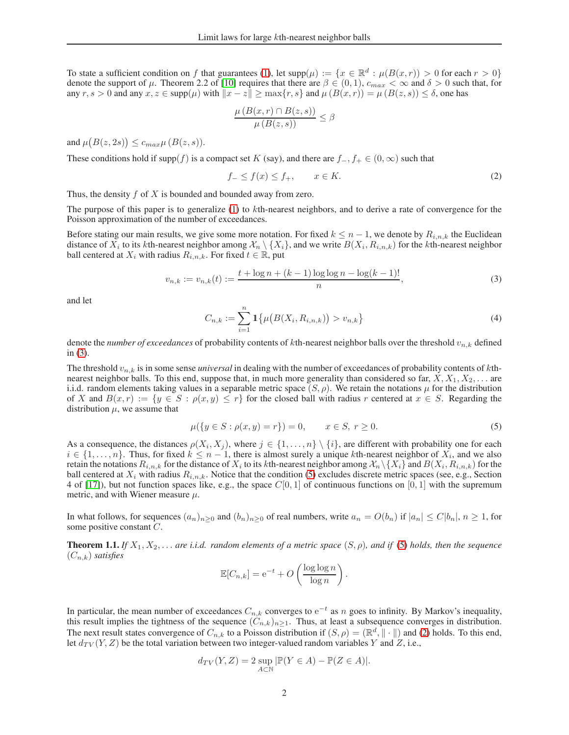To state a sufficient condition on $f$ that guarantees (1), let $\text{supp}(\mu) := \{x \in \mathbb{R}^d : \mu(B(x,r)) > 0 \text{ for each } r > 0\}$ denote the support of $\mu$. Theorem 2.2 of [10] requires that there are $\beta \in (0,1)$, $c_{max} < \infty$ and $\delta > 0$ such that, for any $r, s > 0$ and any $x, z \in \text{supp}(\mu)$ with $\|x - z\| \geq \max\{r, s\}$ and $\mu(B(x,r)) = \mu(B(z,s)) \leq \delta$, one has

$$\frac{\mu(B(x,r) \cap B(z,s))}{\mu(B(z,s))} \leq \beta$$

and $\mu\big(B(z,2s)\big) \leq c_{max}\mu(B(z,s))$.

These conditions hold if $\text{supp}(f)$ is a compact set $K$ (say), and there are $f_-, f_+ \in (0,\infty)$ such that

$$f_- \leq f(x) \leq f_+, \qquad x \in K. \tag{2}$$

Thus, the density $f$ of $X$ is bounded and bounded away from zero.

The purpose of this paper is to generalize (1) to $k$th-nearest neighbors, and to derive a rate of convergence for the Poisson approximation of the number of exceedances.

Before stating our main results, we give some more notation. For fixed $k \leq n-1$, we denote by $R_{i,n,k}$ the Euclidean distance of $X_i$ to its $k$th-nearest neighbor among $\mathcal{X}_n \setminus \{X_i\}$, and we write $B(X_i, R_{i,n,k})$ for the $k$th-nearest neighbor ball centered at $X_i$ with radius $R_{i,n,k}$. For fixed $t \in \mathbb{R}$, put

$$v_{n,k} := v_{n,k}(t) := \frac{t + \log n + (k-1)\log\log n - \log(k-1)!}{n}, \tag{3}$$

and let

$$C_{n,k} := \sum_{i=1}^{n} \mathbb{1}\big\{\mu\big(B(X_i, R_{i,n,k})\big) > v_{n,k}\big\} \tag{4}$$

denote the *number of exceedances* of probability contents of $k$th-nearest neighbor balls over the threshold $v_{n,k}$ defined in (3).

The threshold $v_{n,k}$ is in some sense *universal* in dealing with the number of exceedances of probability contents of $k$th-nearest neighbor balls. To this end, suppose that, in much more generality than considered so far, $X, X_1, X_2, \ldots$ are i.i.d. random elements taking values in a separable metric space $(S, \rho)$. We retain the notations $\mu$ for the distribution of $X$ and $B(x,r) := \{y \in S : \rho(x,y) \leq r\}$ for the closed ball with radius $r$ centered at $x \in S$. Regarding the distribution $\mu$, we assume that

$$\mu(\{y \in S : \rho(x,y) = r\}) = 0, \qquad x \in S,\ r \geq 0. \tag{5}$$

As a consequence, the distances $\rho(X_i, X_j)$, where $j \in \{1, \ldots, n\} \setminus \{i\}$, are different with probability one for each $i \in \{1, \ldots, n\}$. Thus, for fixed $k \leq n-1$, there is almost surely a unique $k$th-nearest neighbor of $X_i$, and we also retain the notations $R_{i,n,k}$ for the distance of $X_i$ to its $k$th-nearest neighbor among $\mathcal{X}_n \setminus \{X_i\}$ and $B(X_i, R_{i,n,k})$ for the ball centered at $X_i$ with radius $R_{i,n,k}$. Notice that the condition (5) excludes discrete metric spaces (see, e.g., Section 4 of [17]), but not function spaces like, e.g., the space $C[0,1]$ of continuous functions on $[0,1]$ with the supremum metric, and with Wiener measure $\mu$.

In what follows, for sequences $(a_n)_{n \geq 0}$ and $(b_n)_{n \geq 0}$ of real numbers, write $a_n = O(b_n)$ if $|a_n| \leq C|b_n|$, $n \geq 1$, for some positive constant $C$.

**Theorem 1.1.** *If $X_1, X_2, \ldots$ are i.i.d. random elements of a metric space $(S, \rho)$, and if (5) holds, then the sequence $(C_{n,k})$ satisfies*

$$\mathbb{E}[C_{n,k}] = \mathrm{e}^{-t} + O\left(\frac{\log\log n}{\log n}\right).$$

In particular, the mean number of exceedances $C_{n,k}$ converges to $\mathrm{e}^{-t}$ as $n$ goes to infinity. By Markov's inequality, this result implies the tightness of the sequence $(C_{n,k})_{n \geq 1}$. Thus, at least a subsequence converges in distribution. The next result states convergence of $C_{n,k}$ to a Poisson distribution if $(S,\rho) = (\mathbb{R}^d, \|\cdot\|)$ and (2) holds. To this end, let $d_{TV}(Y,Z)$ be the total variation between two integer-valued random variables $Y$ and $Z$, i.e.,

$$d_{TV}(Y,Z) = 2\sup_{A \subset \mathbb{N}} |\mathbb{P}(Y \in A) - \mathbb{P}(Z \in A)|.$$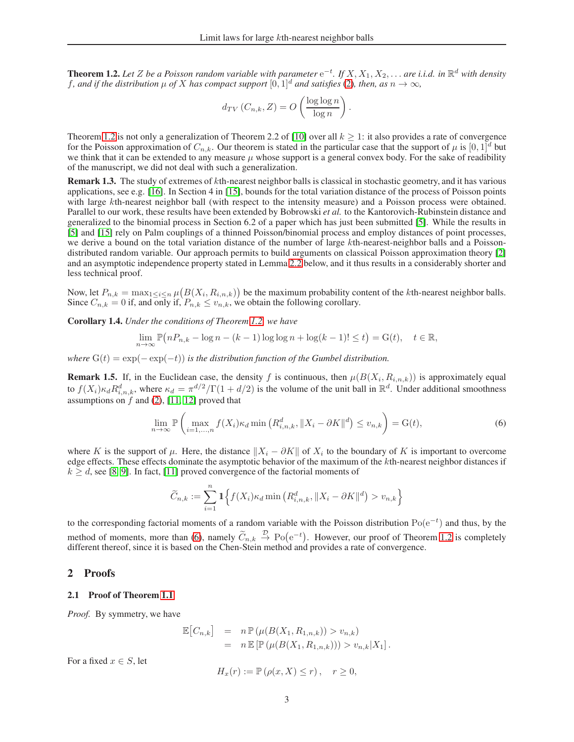**Theorem 1.2.** *Let $Z$ be a Poisson random variable with parameter $\mathrm{e}^{-t}$. If $X, X_1, X_2, \ldots$ are i.i.d. in $\mathbb{R}^d$ with density $f$, and if the distribution $\mu$ of $X$ has compact support $[0,1]^d$ and satisfies (2), then, as $n \to \infty$,*

$$d_{TV}\left(C_{n,k}, Z\right) = O\left(\frac{\log\log n}{\log n}\right).$$

Theorem 1.2 is not only a generalization of Theorem 2.2 of [10] over all $k \geq 1$: it also provides a rate of convergence for the Poisson approximation of $C_{n,k}$. Our theorem is stated in the particular case that the support of $\mu$ is $[0,1]^d$ but we think that it can be extended to any measure $\mu$ whose support is a general convex body. For the sake of readibility of the manuscript, we did not deal with such a generalization.

**Remark 1.3.** The study of extremes of $k$th-nearest neighbor balls is classical in stochastic geometry, and it has various applications, see e.g. [16]. In Section 4 in [15], bounds for the total variation distance of the process of Poisson points with large $k$th-nearest neighbor ball (with respect to the intensity measure) and a Poisson process were obtained. Parallel to our work, these results have been extended by Bobrowski *et al.* to the Kantorovich-Rubinstein distance and generalized to the binomial process in Section 6.2 of a paper which has just been submitted [5]. While the results in [5] and [15] rely on Palm couplings of a thinned Poisson/binomial process and employ distances of point processes, we derive a bound on the total variation distance of the number of large $k$th-nearest-neighbor balls and a Poisson-distributed random variable. Our approach permits to build arguments on classical Poisson approximation theory [2] and an asymptotic independence property stated in Lemma 2.2 below, and it thus results in a considerably shorter and less technical proof.

Now, let $P_{n,k} = \max_{1\leq i\leq n} \mu\big(B(X_i, R_{i,n,k})\big)$ be the maximum probability content of the $k$th-nearest neighbor balls. Since $C_{n,k} = 0$ if, and only if, $P_{n,k} \leq v_{n,k}$, we obtain the following corollary.

**Corollary 1.4.** *Under the conditions of Theorem 1.2, we have*

$$\lim_{n\to\infty} \mathbb{P}\big(nP_{n,k} - \log n - (k-1)\log\log n + \log(k-1)! \leq t\big) = \mathrm{G}(t), \quad t \in \mathbb{R},$$

*where $\mathrm{G}(t) = \exp(-\exp(-t))$ is the distribution function of the Gumbel distribution.*

**Remark 1.5.** If, in the Euclidean case, the density $f$ is continuous, then $\mu(B(X_i, R_{i,n,k}))$ is approximately equal to $f(X_i)\kappa_d R_{i,n,k}^d$, where $\kappa_d = \pi^{d/2}/\Gamma(1+d/2)$ is the volume of the unit ball in $\mathbb{R}^d$. Under additional smoothness assumptions on $f$ and (2), [11, 12] proved that

$$\lim_{n\to\infty} \mathbb{P}\left(\max_{i=1,\ldots,n} f(X_i)\kappa_d \min\left(R_{i,n,k}^d, \|X_i - \partial K\|^d\right) \leq v_{n,k}\right) = \mathrm{G}(t), \tag{6}$$

where $K$ is the support of $\mu$. Here, the distance $\|X_i - \partial K\|$ of $X_i$ to the boundary of $K$ is important to overcome edge effects. These effects dominate the asymptotic behavior of the maximum of the $k$th-nearest neighbor distances if $k \geq d$, see [8, 9]. In fact, [11] proved convergence of the factorial moments of

$$\widetilde{C}_{n,k} := \sum_{i=1}^{n} \mathbf{1}\left\{f(X_i)\kappa_d \min\left(R_{i,n,k}^d, \|X_i - \partial K\|^d\right) > v_{n,k}\right\}$$

to the corresponding factorial moments of a random variable with the Poisson distribution $\mathrm{Po}(\mathrm{e}^{-t})$ and thus, by the method of moments, more than (6), namely $\widetilde{C}_{n,k} \xrightarrow{\mathcal{D}} \mathrm{Po}(\mathrm{e}^{-t})$. However, our proof of Theorem 1.2 is completely different thereof, since it is based on the Chen-Stein method and provides a rate of convergence.

## 2 Proofs

### 2.1 Proof of Theorem 1.1

*Proof.* By symmetry, we have

$$\begin{aligned}
\mathbb{E}\big[C_{n,k}\big] &= n\,\mathbb{P}\left(\mu(B(X_1, R_{1,n,k})) > v_{n,k}\right) \\
&= n\,\mathbb{E}\left[\mathbb{P}\left(\mu(B(X_1, R_{1,n,k}))\right) > v_{n,k} | X_1\right].
\end{aligned}$$

For a fixed $x \in S$, let

$$H_x(r) := \mathbb{P}\left(\rho(x, X) \leq r\right), \quad r \geq 0,$$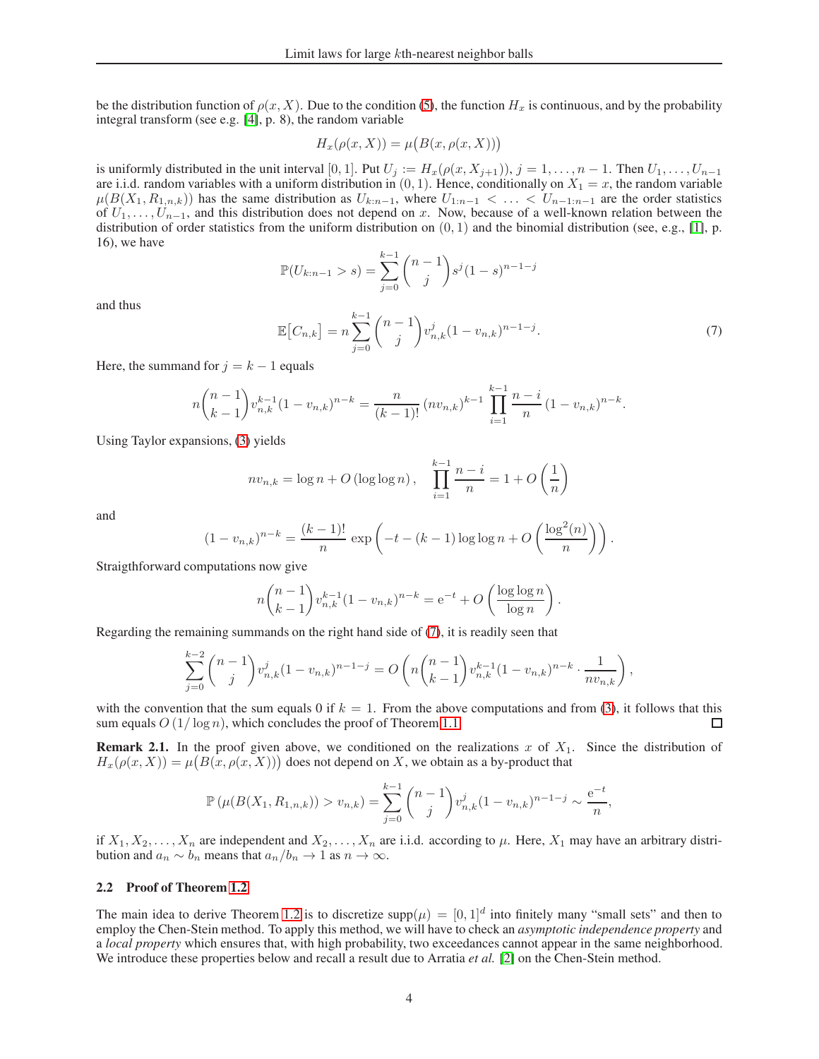be the distribution function of $\rho(x, X)$. Due to the condition (5), the function $H_x$ is continuous, and by the probability integral transform (see e.g. [4], p. 8), the random variable

$$H_x(\rho(x, X)) = \mu\big(B(x, \rho(x, X))\big)$$

is uniformly distributed in the unit interval $[0, 1]$. Put $U_j := H_x(\rho(x, X_{j+1}))$, $j = 1, \ldots, n-1$. Then $U_1, \ldots, U_{n-1}$ are i.i.d. random variables with a uniform distribution in $(0, 1)$. Hence, conditionally on $X_1 = x$, the random variable $\mu(B(X_1, R_{1,n,k}))$ has the same distribution as $U_{k:n-1}$, where $U_{1:n-1} < \ldots < U_{n-1:n-1}$ are the order statistics of $U_1, \ldots, U_{n-1}$, and this distribution does not depend on $x$. Now, because of a well-known relation between the distribution of order statistics from the uniform distribution on $(0, 1)$ and the binomial distribution (see, e.g., [1], p. 16), we have

$$\mathbb{P}(U_{k:n-1} > s) = \sum_{j=0}^{k-1} \binom{n-1}{j} s^j (1-s)^{n-1-j}$$

and thus

$$\mathbb{E}\big[C_{n,k}\big] = n \sum_{j=0}^{k-1} \binom{n-1}{j} v_{n,k}^j (1 - v_{n,k})^{n-1-j}. \tag{7}$$

Here, the summand for $j = k-1$ equals

$$n\binom{n-1}{k-1} v_{n,k}^{k-1}(1-v_{n,k})^{n-k} = \frac{n}{(k-1)!}\,(nv_{n,k})^{k-1} \prod_{i=1}^{k-1} \frac{n-i}{n}\,(1-v_{n,k})^{n-k}.$$

Using Taylor expansions, (3) yields

$$nv_{n,k} = \log n + O\left(\log\log n\right), \quad \prod_{i=1}^{k-1} \frac{n-i}{n} = 1 + O\left(\frac{1}{n}\right)$$

and

$$(1 - v_{n,k})^{n-k} = \frac{(k-1)!}{n} \exp\left(-t - (k-1)\log\log n + O\left(\frac{\log^2(n)}{n}\right)\right).$$

Straigthforward computations now give

$$n\binom{n-1}{k-1} v_{n,k}^{k-1}(1-v_{n,k})^{n-k} = \mathrm{e}^{-t} + O\left(\frac{\log\log n}{\log n}\right).$$

Regarding the remaining summands on the right hand side of (7), it is readily seen that

$$\sum_{j=0}^{k-2} \binom{n-1}{j} v_{n,k}^j (1-v_{n,k})^{n-1-j} = O\left(n\binom{n-1}{k-1} v_{n,k}^{k-1}(1-v_{n,k})^{n-k} \cdot \frac{1}{nv_{n,k}}\right),$$

with the convention that the sum equals 0 if $k = 1$. From the above computations and from (3), it follows that this sum equals $O\left(1/\log n\right)$, which concludes the proof of Theorem 1.1. □

**Remark 2.1.** In the proof given above, we conditioned on the realizations $x$ of $X_1$. Since the distribution of $H_x(\rho(x, X)) = \mu\big(B(x, \rho(x, X))\big)$ does not depend on $X$, we obtain as a by-product that

$$\mathbb{P}\left(\mu(B(X_1, R_{1,n,k})) > v_{n,k}\right) = \sum_{j=0}^{k-1} \binom{n-1}{j} v_{n,k}^j (1-v_{n,k})^{n-1-j} \sim \frac{\mathrm{e}^{-t}}{n},$$

if $X_1, X_2, \ldots, X_n$ are independent and $X_2, \ldots, X_n$ are i.i.d. according to $\mu$. Here, $X_1$ may have an arbitrary distribution and $a_n \sim b_n$ means that $a_n/b_n \to 1$ as $n \to \infty$.

### 2.2 Proof of Theorem 1.2

The main idea to derive Theorem 1.2 is to discretize $\text{supp}(\mu) = [0, 1]^d$ into finitely many "small sets" and then to employ the Chen-Stein method. To apply this method, we will have to check an *asymptotic independence property* and a *local property* which ensures that, with high probability, two exceedances cannot appear in the same neighborhood. We introduce these properties below and recall a result due to Arratia *et al.* [2] on the Chen-Stein method.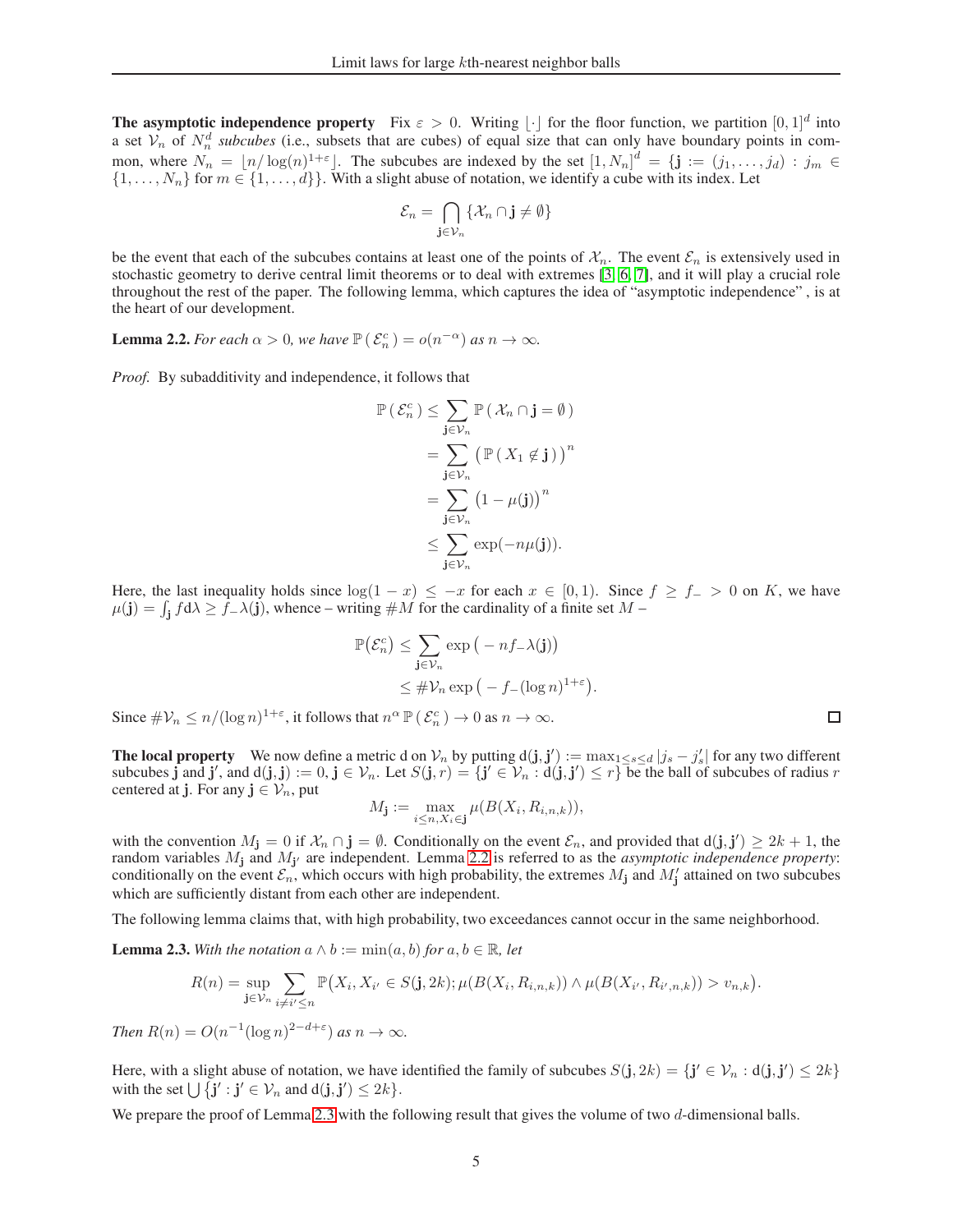**The asymptotic independence property** Fix $\varepsilon > 0$. Writing $\lfloor \cdot \rfloor$ for the floor function, we partition $[0,1]^d$ into a set $\mathcal{V}_n$ of $N_n^d$ *subcubes* (i.e., subsets that are cubes) of equal size that can only have boundary points in common, where $N_n = \lfloor n/\log(n)^{1+\varepsilon} \rfloor$. The subcubes are indexed by the set $[1, N_n]^d = \{\mathbf{j} := (j_1, \ldots, j_d) : j_m \in \{1, \ldots, N_n\}$ for $m \in \{1, \ldots, d\}\}$. With a slight abuse of notation, we identify a cube with its index. Let

$$\mathcal{E}_n = \bigcap_{\mathbf{j} \in \mathcal{V}_n} \{\mathcal{X}_n \cap \mathbf{j} \neq \emptyset\}$$

be the event that each of the subcubes contains at least one of the points of $\mathcal{X}_n$. The event $\mathcal{E}_n$ is extensively used in stochastic geometry to derive central limit theorems or to deal with extremes [3, 6, 7], and it will play a crucial role throughout the rest of the paper. The following lemma, which captures the idea of "asymptotic independence", is at the heart of our development.

**Lemma 2.2.** *For each $\alpha > 0$, we have $\mathbb{P}(\mathcal{E}_n^c) = o(n^{-\alpha})$ as $n \to \infty$.*

*Proof.* By subadditivity and independence, it follows that

$$\begin{aligned}
\mathbb{P}(\mathcal{E}_n^c) &\leq \sum_{\mathbf{j} \in \mathcal{V}_n} \mathbb{P}(\mathcal{X}_n \cap \mathbf{j} = \emptyset) \\
&= \sum_{\mathbf{j} \in \mathcal{V}_n} \big(\mathbb{P}(X_1 \notin \mathbf{j})\big)^n \\
&= \sum_{\mathbf{j} \in \mathcal{V}_n} \big(1 - \mu(\mathbf{j})\big)^n \\
&\leq \sum_{\mathbf{j} \in \mathcal{V}_n} \exp(-n\mu(\mathbf{j})).
\end{aligned}$$

Here, the last inequality holds since $\log(1-x) \leq -x$ for each $x \in [0,1)$. Since $f \geq f_- > 0$ on $K$, we have $\mu(\mathbf{j}) = \int_{\mathbf{j}} f \mathrm{d}\lambda \geq f_- \lambda(\mathbf{j})$, whence – writing $\#M$ for the cardinality of a finite set $M$ –

$$\begin{aligned}
\mathbb{P}(\mathcal{E}_n^c) &\leq \sum_{\mathbf{j} \in \mathcal{V}_n} \exp\big(-nf_- \lambda(\mathbf{j})\big) \\
&\leq \#\mathcal{V}_n \exp\big(-f_-(\log n)^{1+\varepsilon}\big).
\end{aligned}$$

Since $\#\mathcal{V}_n \leq n/(\log n)^{1+\varepsilon}$, it follows that $n^\alpha \mathbb{P}(\mathcal{E}_n^c) \to 0$ as $n \to \infty$. $\square$

**The local property** We now define a metric d on $\mathcal{V}_n$ by putting $\mathrm{d}(\mathbf{j}, \mathbf{j}') := \max_{1 \leq s \leq d} |j_s - j_s'|$ for any two different subcubes $\mathbf{j}$ and $\mathbf{j}'$, and $\mathrm{d}(\mathbf{j}, \mathbf{j}) := 0$, $\mathbf{j} \in \mathcal{V}_n$. Let $S(\mathbf{j}, r) = \{\mathbf{j}' \in \mathcal{V}_n : \mathrm{d}(\mathbf{j}, \mathbf{j}') \leq r\}$ be the ball of subcubes of radius $r$ centered at $\mathbf{j}$. For any $\mathbf{j} \in \mathcal{V}_n$, put

$$M_{\mathbf{j}} := \max_{i \leq n, X_i \in \mathbf{j}} \mu(B(X_i, R_{i,n,k})),$$

with the convention $M_{\mathbf{j}} = 0$ if $\mathcal{X}_n \cap \mathbf{j} = \emptyset$. Conditionally on the event $\mathcal{E}_n$, and provided that $\mathrm{d}(\mathbf{j}, \mathbf{j}') \geq 2k+1$, the random variables $M_{\mathbf{j}}$ and $M_{\mathbf{j}'}$ are independent. Lemma 2.2 is referred to as the *asymptotic independence property*: conditionally on the event $\mathcal{E}_n$, which occurs with high probability, the extremes $M_{\mathbf{j}}$ and $M_{\mathbf{j}}'$ attained on two subcubes which are sufficiently distant from each other are independent.

The following lemma claims that, with high probability, two exceedances cannot occur in the same neighborhood.

**Lemma 2.3.** *With the notation $a \wedge b := \min(a,b)$ for $a, b \in \mathbb{R}$, let*

$$R(n) = \sup_{\mathbf{j} \in \mathcal{V}_n} \sum_{i \neq i' \leq n} \mathbb{P}\big(X_i, X_{i'} \in S(\mathbf{j}, 2k); \mu(B(X_i, R_{i,n,k})) \wedge \mu(B(X_{i'}, R_{i',n,k})) > v_{n,k}\big).$$

*Then $R(n) = O(n^{-1}(\log n)^{2-d+\varepsilon})$ as $n \to \infty$.*

Here, with a slight abuse of notation, we have identified the family of subcubes $S(\mathbf{j}, 2k) = \{\mathbf{j}' \in \mathcal{V}_n : \mathrm{d}(\mathbf{j}, \mathbf{j}') \leq 2k\}$ with the set $\bigcup \{\mathbf{j}' : \mathbf{j}' \in \mathcal{V}_n \text{ and } \mathrm{d}(\mathbf{j}, \mathbf{j}') \leq 2k\}$.

We prepare the proof of Lemma 2.3 with the following result that gives the volume of two $d$-dimensional balls.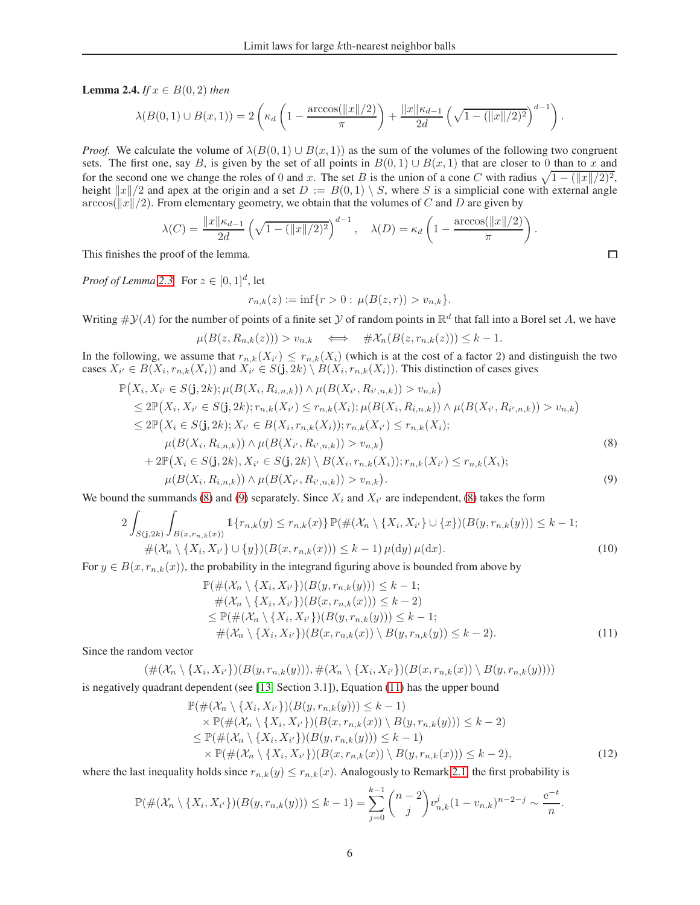**Lemma 2.4.** *If $x \in B(0,2)$ then*

$$\lambda(B(0,1) \cup B(x,1)) = 2\left(\kappa_d\left(1 - \frac{\arccos(\|x\|/2)}{\pi}\right) + \frac{\|x\|\kappa_{d-1}}{2d}\left(\sqrt{1-(\|x\|/2)^2}\right)^{d-1}\right).$$

*Proof.* We calculate the volume of $\lambda(B(0,1) \cup B(x,1))$ as the sum of the volumes of the following two congruent sets. The first one, say $B$, is given by the set of all points in $B(0,1) \cup B(x,1)$ that are closer to $0$ than to $x$ and for the second one we change the roles of $0$ and $x$. The set $B$ is the union of a cone $C$ with radius $\sqrt{1-(\|x\|/2)^2}$, height $\|x\|/2$ and apex at the origin and a set $D := B(0,1) \setminus S$, where $S$ is a simplicial cone with external angle $\arccos(\|x\|/2)$. From elementary geometry, we obtain that the volumes of $C$ and $D$ are given by

$$\lambda(C) = \frac{\|x\|\kappa_{d-1}}{2d}\left(\sqrt{1-(\|x\|/2)^2}\right)^{d-1}, \quad \lambda(D) = \kappa_d\left(1 - \frac{\arccos(\|x\|/2)}{\pi}\right).$$

This finishes the proof of the lemma. ∎

*Proof of Lemma 2.3.* For $z \in [0,1]^d$, let

$$r_{n,k}(z) := \inf\{r > 0 : \mu(B(z,r)) > v_{n,k}\}.$$

Writing $\#\mathcal{Y}(A)$ for the number of points of a finite set $\mathcal{Y}$ of random points in $\mathbb{R}^d$ that fall into a Borel set $A$, we have

$$\mu(B(z, R_{n,k}(z))) > v_{n,k} \quad \Longleftrightarrow \quad \#\mathcal{X}_n(B(z, r_{n,k}(z))) \le k-1.$$

In the following, we assume that $r_{n,k}(X_{i'}) \le r_{n,k}(X_i)$ (which is at the cost of a factor 2) and distinguish the two cases $X_{i'} \in B(X_i, r_{n,k}(X_i))$ and $X_{i'} \in S(\mathbf{j}, 2k) \setminus B(X_i, r_{n,k}(X_i))$. This distinction of cases gives

$$\begin{aligned}
&\mathbb{P}\big(X_i, X_{i'} \in S(\mathbf{j}, 2k); \mu(B(X_i, R_{i,n,k})) \wedge \mu(B(X_{i'}, R_{i',n,k})) > v_{n,k}\big) \\
&\le 2\mathbb{P}\big(X_i, X_{i'} \in S(\mathbf{j}, 2k); r_{n,k}(X_{i'}) \le r_{n,k}(X_i); \mu(B(X_i, R_{i,n,k})) \wedge \mu(B(X_{i'}, R_{i',n,k})) > v_{n,k}\big) \\
&\le 2\mathbb{P}\big(X_i \in S(\mathbf{j}, 2k); X_{i'} \in B(X_i, r_{n,k}(X_i)); r_{n,k}(X_{i'}) \le r_{n,k}(X_i); \\
&\qquad \mu(B(X_i, R_{i,n,k})) \wedge \mu(B(X_{i'}, R_{i',n,k})) > v_{n,k}\big) && (8) \\
&\quad + 2\mathbb{P}\big(X_i \in S(\mathbf{j}, 2k), X_{i'} \in S(\mathbf{j}, 2k) \setminus B(X_i, r_{n,k}(X_i)); r_{n,k}(X_{i'}) \le r_{n,k}(X_i); \\
&\qquad \mu(B(X_i, R_{i,n,k})) \wedge \mu(B(X_{i'}, R_{i',n,k})) > v_{n,k}\big). && (9)
\end{aligned}$$

We bound the summands (8) and (9) separately. Since $X_i$ and $X_{i'}$ are independent, (8) takes the form

$$\begin{aligned}
2\int_{S(\mathbf{j},2k)} \int_{B(x, r_{n,k}(x))} &\mathbb{1}\{r_{n,k}(y) \le r_{n,k}(x)\}\, \mathbb{P}(\#(\mathcal{X}_n \setminus \{X_i, X_{i'}\} \cup \{x\})(B(y, r_{n,k}(y))) \le k-1; \\
&\#(\mathcal{X}_n \setminus \{X_i, X_{i'}\} \cup \{y\})(B(x, r_{n,k}(x))) \le k-1)\, \mu(\mathrm{d}y)\, \mu(\mathrm{d}x). \qquad (10)
\end{aligned}$$

For $y \in B(x, r_{n,k}(x))$, the probability in the integrand figuring above is bounded from above by

$$\begin{aligned}
&\mathbb{P}(\#(\mathcal{X}_n \setminus \{X_i, X_{i'}\})(B(y, r_{n,k}(y))) \le k-1; \\
&\quad \#(\mathcal{X}_n \setminus \{X_i, X_{i'}\})(B(x, r_{n,k}(x))) \le k-2) \\
&\le \mathbb{P}(\#(\mathcal{X}_n \setminus \{X_i, X_{i'}\})(B(y, r_{n,k}(y))) \le k-1; \\
&\quad \#(\mathcal{X}_n \setminus \{X_i, X_{i'}\})(B(x, r_{n,k}(x)) \setminus B(y, r_{n,k}(y)) \le k-2). \qquad (11)
\end{aligned}$$

Since the random vector

$$(\#(\mathcal{X}_n \setminus \{X_i, X_{i'}\})(B(y, r_{n,k}(y))), \#(\mathcal{X}_n \setminus \{X_i, X_{i'}\})(B(x, r_{n,k}(x)) \setminus B(y, r_{n,k}(y))))$$

is negatively quadrant dependent (see [13, Section 3.1]), Equation (11) has the upper bound

$$\begin{aligned}
&\mathbb{P}(\#(\mathcal{X}_n \setminus \{X_i, X_{i'}\})(B(y, r_{n,k}(y))) \le k-1) \\
&\quad \times \mathbb{P}(\#(\mathcal{X}_n \setminus \{X_i, X_{i'}\})(B(x, r_{n,k}(x)) \setminus B(y, r_{n,k}(y))) \le k-2) \\
&\le \mathbb{P}(\#(\mathcal{X}_n \setminus \{X_i, X_{i'}\})(B(y, r_{n,k}(y))) \le k-1) \\
&\quad \times \mathbb{P}(\#(\mathcal{X}_n \setminus \{X_i, X_{i'}\})(B(x, r_{n,k}(x)) \setminus B(y, r_{n,k}(x))) \le k-2), \qquad (12)
\end{aligned}$$

where the last inequality holds since $r_{n,k}(y) \le r_{n,k}(x)$. Analogously to Remark 2.1, the first probability is

$$\mathbb{P}(\#(\mathcal{X}_n \setminus \{X_i, X_{i'}\})(B(y, r_{n,k}(y))) \le k-1) = \sum_{j=0}^{k-1} \binom{n-2}{j} v_{n,k}^j (1 - v_{n,k})^{n-2-j} \sim \frac{\mathrm{e}^{-t}}{n}.$$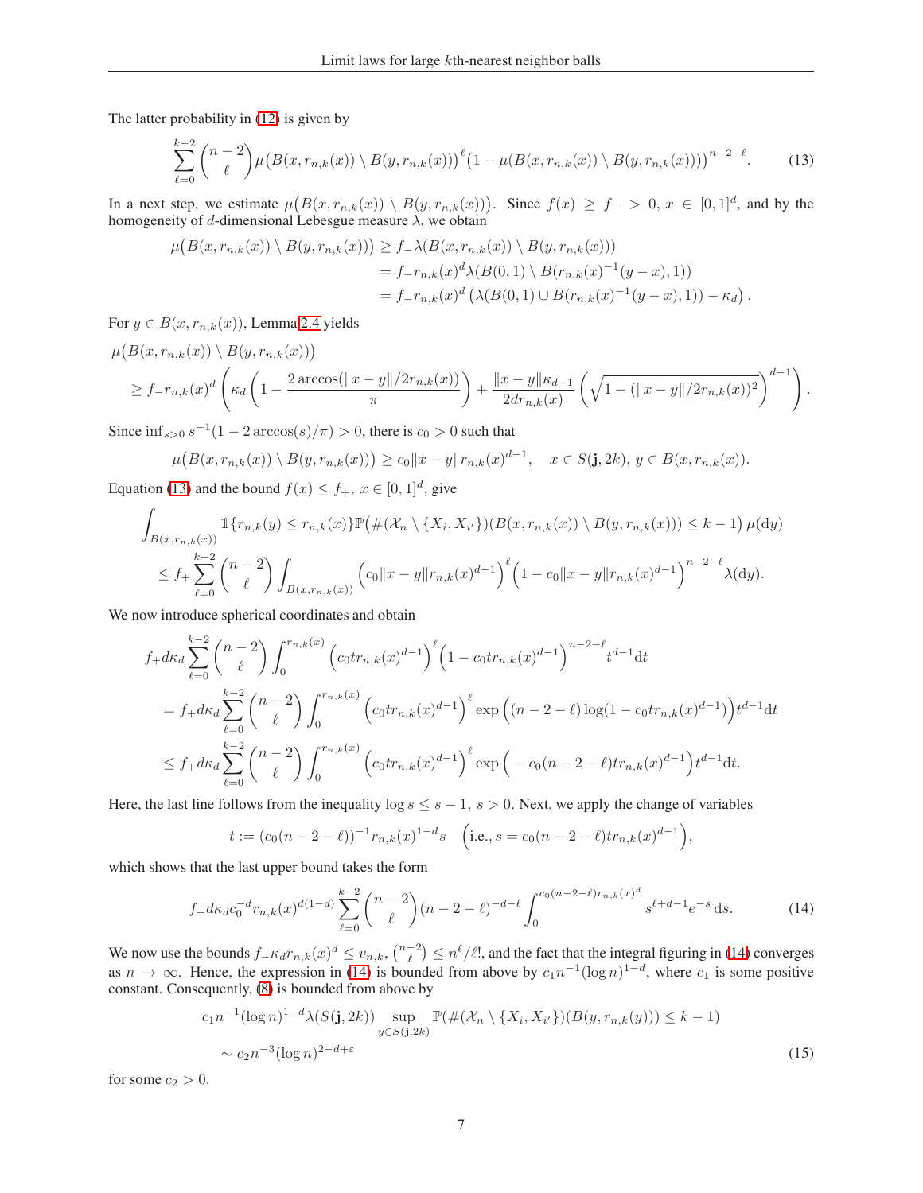The latter probability in (12) is given by

$$\sum_{\ell=0}^{k-2} \binom{n-2}{\ell} \mu\big(B(x, r_{n,k}(x)) \setminus B(y, r_{n,k}(x))\big)^{\ell} \big(1 - \mu(B(x, r_{n,k}(x)) \setminus B(y, r_{n,k}(x)))\big)^{n-2-\ell}. \tag{13}$$

In a next step, we estimate $\mu\big(B(x, r_{n,k}(x)) \setminus B(y, r_{n,k}(x))\big)$. Since $f(x) \geq f_- > 0$, $x \in [0,1]^d$, and by the homogeneity of $d$-dimensional Lebesgue measure $\lambda$, we obtain

$$\begin{aligned}
\mu\big(B(x, r_{n,k}(x)) \setminus B(y, r_{n,k}(x))\big) &\geq f_- \lambda(B(x, r_{n,k}(x)) \setminus B(y, r_{n,k}(x))) \\
&= f_- r_{n,k}(x)^d \lambda(B(0,1) \setminus B(r_{n,k}(x)^{-1}(y-x), 1)) \\
&= f_- r_{n,k}(x)^d \left(\lambda(B(0,1) \cup B(r_{n,k}(x)^{-1}(y-x), 1)) - \kappa_d\right).
\end{aligned}$$

For $y \in B(x, r_{n,k}(x))$, Lemma 2.4 yields

$$\begin{aligned}
&\mu\big(B(x, r_{n,k}(x)) \setminus B(y, r_{n,k}(x))\big) \\
&\geq f_- r_{n,k}(x)^d \left( \kappa_d \left(1 - \frac{2\arccos(\|x-y\|/2r_{n,k}(x))}{\pi}\right) + \frac{\|x-y\|\kappa_{d-1}}{2d r_{n,k}(x)} \left(\sqrt{1 - (\|x-y\|/2r_{n,k}(x))^2}\right)^{d-1} \right).
\end{aligned}$$

Since $\inf_{s>0} s^{-1}(1 - 2\arccos(s)/\pi) > 0$, there is $c_0 > 0$ such that

$$\mu\big(B(x, r_{n,k}(x)) \setminus B(y, r_{n,k}(x))\big) \geq c_0 \|x-y\| r_{n,k}(x)^{d-1}, \quad x \in S(\mathbf{j}, 2k),\ y \in B(x, r_{n,k}(x)).$$

Equation (13) and the bound $f(x) \leq f_+$, $x \in [0,1]^d$, give

$$\begin{aligned}
&\int_{B(x, r_{n,k}(x))} \mathbb{1}\{r_{n,k}(y) \leq r_{n,k}(x)\} \mathbb{P}\big(\#(\mathcal{X}_n \setminus \{X_i, X_{i'}\})(B(x, r_{n,k}(x)) \setminus B(y, r_{n,k}(x))) \leq k-1\big)\, \mu(\mathrm{d}y) \\
&\leq f_+ \sum_{\ell=0}^{k-2} \binom{n-2}{\ell} \int_{B(x, r_{n,k}(x))} \left(c_0 \|x-y\| r_{n,k}(x)^{d-1}\right)^{\ell} \left(1 - c_0 \|x-y\| r_{n,k}(x)^{d-1}\right)^{n-2-\ell} \lambda(\mathrm{d}y).
\end{aligned}$$

We now introduce spherical coordinates and obtain

$$\begin{aligned}
&f_+ d\kappa_d \sum_{\ell=0}^{k-2} \binom{n-2}{\ell} \int_0^{r_{n,k}(x)} \left(c_0 t r_{n,k}(x)^{d-1}\right)^{\ell} \left(1 - c_0 t r_{n,k}(x)^{d-1}\right)^{n-2-\ell} t^{d-1} \mathrm{d}t \\
&= f_+ d\kappa_d \sum_{\ell=0}^{k-2} \binom{n-2}{\ell} \int_0^{r_{n,k}(x)} \left(c_0 t r_{n,k}(x)^{d-1}\right)^{\ell} \exp\Big((n-2-\ell)\log(1 - c_0 t r_{n,k}(x)^{d-1})\Big) t^{d-1} \mathrm{d}t \\
&\leq f_+ d\kappa_d \sum_{\ell=0}^{k-2} \binom{n-2}{\ell} \int_0^{r_{n,k}(x)} \left(c_0 t r_{n,k}(x)^{d-1}\right)^{\ell} \exp\Big(-c_0(n-2-\ell) t r_{n,k}(x)^{d-1}\Big) t^{d-1} \mathrm{d}t.
\end{aligned}$$

Here, the last line follows from the inequality $\log s \leq s - 1$, $s > 0$. Next, we apply the change of variables

$$t := (c_0(n-2-\ell))^{-1} r_{n,k}(x)^{1-d} s \quad \Big(\text{i.e., } s = c_0(n-2-\ell) t r_{n,k}(x)^{d-1}\Big),$$

which shows that the last upper bound takes the form

$$f_+ d\kappa_d c_0^{-d} r_{n,k}(x)^{d(1-d)} \sum_{\ell=0}^{k-2} \binom{n-2}{\ell} (n-2-\ell)^{-d-\ell} \int_0^{c_0(n-2-\ell) r_{n,k}(x)^d} s^{\ell+d-1} e^{-s}\, \mathrm{d}s. \tag{14}$$

We now use the bounds $f_- \kappa_d r_{n,k}(x)^d \leq v_{n,k}$, $\binom{n-2}{\ell} \leq n^{\ell}/\ell!$, and the fact that the integral figuring in (14) converges as $n \to \infty$. Hence, the expression in (14) is bounded from above by $c_1 n^{-1} (\log n)^{1-d}$, where $c_1$ is some positive constant. Consequently, (8) is bounded from above by

$$\begin{aligned}
&c_1 n^{-1} (\log n)^{1-d} \lambda(S(\mathbf{j}, 2k)) \sup_{y \in S(\mathbf{j}, 2k)} \mathbb{P}(\#(\mathcal{X}_n \setminus \{X_i, X_{i'}\})(B(y, r_{n,k}(y))) \leq k-1) \\
&\sim c_2 n^{-3} (\log n)^{2-d+\varepsilon}
\end{aligned} \tag{15}$$

for some $c_2 > 0$.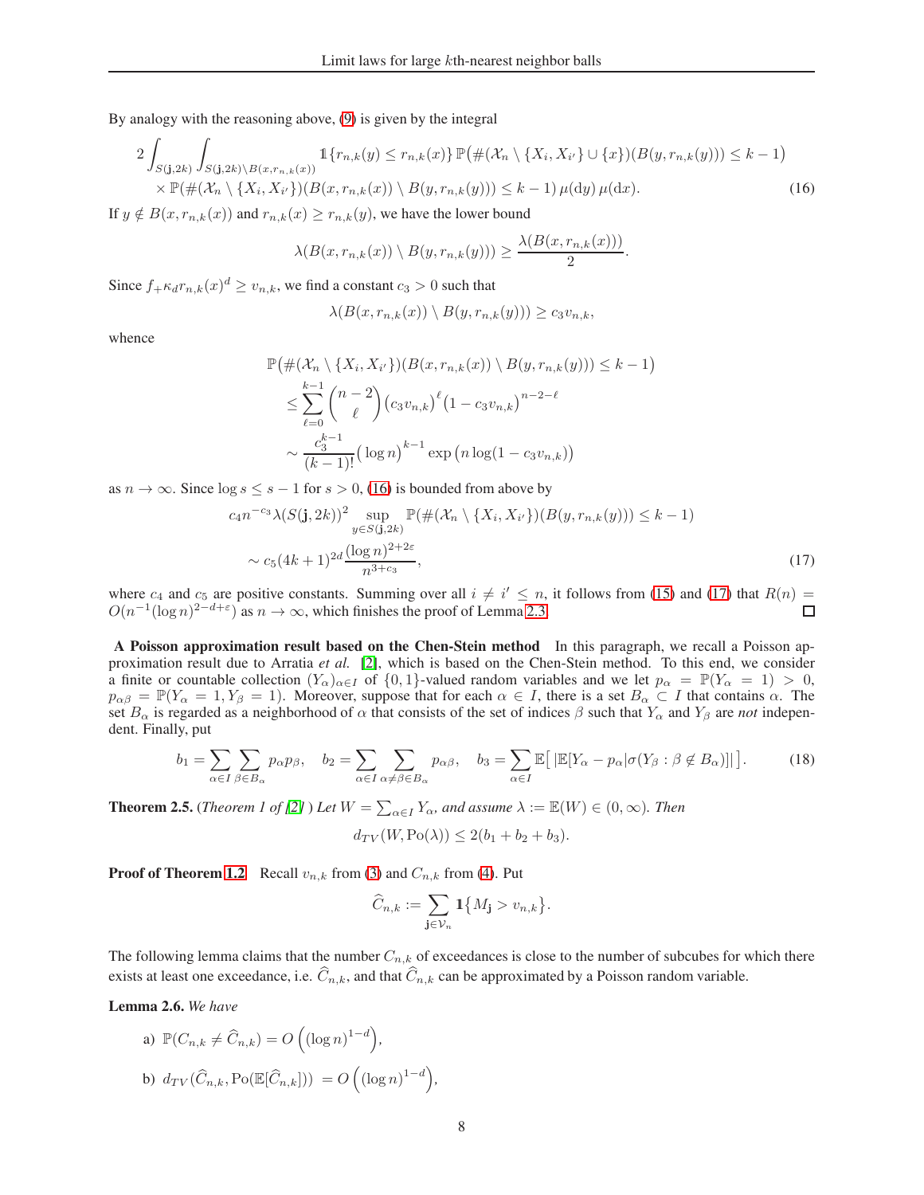By analogy with the reasoning above, (9) is given by the integral

$$
\begin{aligned}
2\int_{S(\mathbf{j},2k)}\int_{S(\mathbf{j},2k)\setminus B(x,r_{n,k}(x))} &\mathbb{1}\{r_{n,k}(y)\le r_{n,k}(x)\}\,\mathbb{P}\big(\#(\mathcal{X}_n\setminus\{X_i,X_{i'}\}\cup\{x\})(B(y,r_{n,k}(y)))\le k-1\big)\\
&\times\mathbb{P}(\#(\mathcal{X}_n\setminus\{X_i,X_{i'}\})(B(x,r_{n,k}(x))\setminus B(y,r_{n,k}(y)))\le k-1)\,\mu(\mathrm{d}y)\,\mu(\mathrm{d}x).
\end{aligned}
\tag{16}
$$

If $y\notin B(x,r_{n,k}(x))$ and $r_{n,k}(x)\ge r_{n,k}(y)$, we have the lower bound

$$
\lambda(B(x,r_{n,k}(x))\setminus B(y,r_{n,k}(y)))\ge\frac{\lambda(B(x,r_{n,k}(x)))}{2}.
$$

Since $f_+\kappa_d r_{n,k}(x)^d\ge v_{n,k}$, we find a constant $c_3>0$ such that

$$
\lambda(B(x,r_{n,k}(x))\setminus B(y,r_{n,k}(y)))\ge c_3 v_{n,k},
$$

whence

$$
\begin{aligned}
&\mathbb{P}\big(\#(\mathcal{X}_n\setminus\{X_i,X_{i'}\})(B(x,r_{n,k}(x))\setminus B(y,r_{n,k}(y)))\le k-1\big)\\
&\quad\le\sum_{\ell=0}^{k-1}\binom{n-2}{\ell}\big(c_3v_{n,k}\big)^{\ell}\big(1-c_3v_{n,k}\big)^{n-2-\ell}\\
&\quad\sim\frac{c_3^{k-1}}{(k-1)!}\big(\log n\big)^{k-1}\exp\big(n\log(1-c_3v_{n,k})\big)
\end{aligned}
$$

as $n\to\infty$. Since $\log s\le s-1$ for $s>0$, (16) is bounded from above by

$$
\begin{aligned}
&c_4n^{-c_3}\lambda(S(\mathbf{j},2k))^2\sup_{y\in S(\mathbf{j},2k)}\mathbb{P}(\#(\mathcal{X}_n\setminus\{X_i,X_{i'}\})(B(y,r_{n,k}(y)))\le k-1)\\
&\quad\sim c_5(4k+1)^{2d}\frac{(\log n)^{2+2\varepsilon}}{n^{3+c_3}},
\end{aligned}
\tag{17}
$$

where $c_4$ and $c_5$ are positive constants. Summing over all $i\neq i'\le n$, it follows from (15) and (17) that $R(n)=O(n^{-1}(\log n)^{2-d+\varepsilon})$ as $n\to\infty$, which finishes the proof of Lemma 2.3. ☐

**A Poisson approximation result based on the Chen-Stein method** In this paragraph, we recall a Poisson approximation result due to Arratia *et al.* [2], which is based on the Chen-Stein method. To this end, we consider a finite or countable collection $(Y_\alpha)_{\alpha\in I}$ of $\{0,1\}$-valued random variables and we let $p_\alpha=\mathbb{P}(Y_\alpha=1)>0$, $p_{\alpha\beta}=\mathbb{P}(Y_\alpha=1,Y_\beta=1)$. Moreover, suppose that for each $\alpha\in I$, there is a set $B_\alpha\subset I$ that contains $\alpha$. The set $B_\alpha$ is regarded as a neighborhood of $\alpha$ that consists of the set of indices $\beta$ such that $Y_\alpha$ and $Y_\beta$ are *not* independent. Finally, put

$$
b_1=\sum_{\alpha\in I}\sum_{\beta\in B_\alpha}p_\alpha p_\beta,\quad b_2=\sum_{\alpha\in I}\sum_{\alpha\neq\beta\in B_\alpha}p_{\alpha\beta},\quad b_3=\sum_{\alpha\in I}\mathbb{E}\big[\,|\mathbb{E}[Y_\alpha-p_\alpha|\sigma(Y_\beta:\beta\notin B_\alpha)]|\,\big].
\tag{18}
$$

**Theorem 2.5.** *(Theorem 1 of [2] ) Let $W=\sum_{\alpha\in I}Y_\alpha$, and assume $\lambda:=\mathbb{E}(W)\in(0,\infty)$. Then*

$$
d_{TV}(W,\mathrm{Po}(\lambda))\le 2(b_1+b_2+b_3).
$$

**Proof of Theorem 1.2** Recall $v_{n,k}$ from (3) and $C_{n,k}$ from (4). Put

$$
\widehat{C}_{n,k}:=\sum_{\mathbf{j}\in\mathcal{V}_n}\mathbb{1}\big\{M_{\mathbf{j}}>v_{n,k}\big\}.
$$

The following lemma claims that the number $C_{n,k}$ of exceedances is close to the number of subcubes for which there exists at least one exceedance, i.e. $\widehat{C}_{n,k}$, and that $\widehat{C}_{n,k}$ can be approximated by a Poisson random variable.

**Lemma 2.6.** *We have*

a) $\mathbb{P}(C_{n,k}\neq\widehat{C}_{n,k})=O\Big(\big(\log n\big)^{1-d}\Big)$,

b) $d_{TV}(\widehat{C}_{n,k},\mathrm{Po}(\mathbb{E}[\widehat{C}_{n,k}]))\;=O\Big(\big(\log n\big)^{1-d}\Big)$,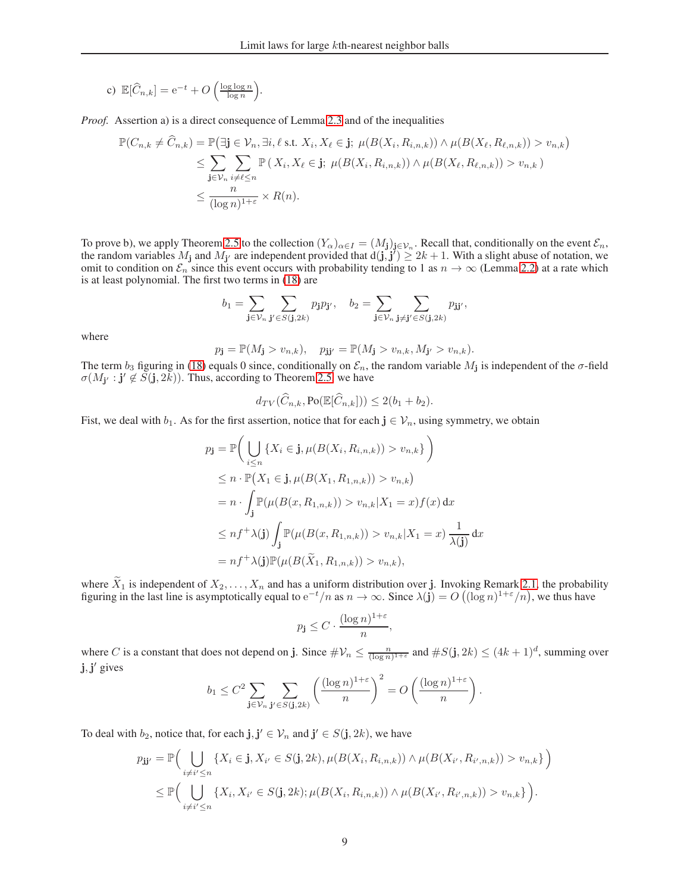c) $\mathbb{E}[\widehat{C}_{n,k}] = \mathrm{e}^{-t} + O\left(\frac{\log\log n}{\log n}\right)$.

*Proof.* Assertion a) is a direct consequence of Lemma 2.3 and of the inequalities

$$
\begin{aligned}
\mathbb{P}(C_{n,k} \neq \widehat{C}_{n,k}) &= \mathbb{P}\big(\exists \mathbf{j} \in \mathcal{V}_n, \exists i, \ell \text{ s.t. } X_i, X_\ell \in \mathbf{j};\ \mu(B(X_i, R_{i,n,k})) \wedge \mu(B(X_\ell, R_{\ell,n,k})) > v_{n,k}\big) \\
&\leq \sum_{\mathbf{j} \in \mathcal{V}_n} \sum_{i \neq \ell \leq n} \mathbb{P}\left( X_i, X_\ell \in \mathbf{j};\ \mu(B(X_i, R_{i,n,k})) \wedge \mu(B(X_\ell, R_{\ell,n,k})) > v_{n,k} \right) \\
&\leq \frac{n}{(\log n)^{1+\varepsilon}} \times R(n).
\end{aligned}
$$

To prove b), we apply Theorem 2.5 to the collection $(Y_\alpha)_{\alpha \in I} = (M_{\mathbf{j}})_{\mathbf{j} \in \mathcal{V}_n}$. Recall that, conditionally on the event $\mathcal{E}_n$, the random variables $M_{\mathbf{j}}$ and $M_{\mathbf{j}'}$ are independent provided that $\mathrm{d}(\mathbf{j}, \mathbf{j}') \geq 2k+1$. With a slight abuse of notation, we omit to condition on $\mathcal{E}_n$ since this event occurs with probability tending to 1 as $n \to \infty$ (Lemma 2.2) at a rate which is at least polynomial. The first two terms in (18) are

$$
b_1 = \sum_{\mathbf{j} \in \mathcal{V}_n} \sum_{\mathbf{j}' \in S(\mathbf{j}, 2k)} p_{\mathbf{j}} p_{\mathbf{j}'}, \quad b_2 = \sum_{\mathbf{j} \in \mathcal{V}_n} \sum_{\mathbf{j} \neq \mathbf{j}' \in S(\mathbf{j}, 2k)} p_{\mathbf{j}\mathbf{j}'},
$$

where

$$
p_{\mathbf{j}} = \mathbb{P}(M_{\mathbf{j}} > v_{n,k}), \quad p_{\mathbf{j}\mathbf{j}'} = \mathbb{P}(M_{\mathbf{j}} > v_{n,k}, M_{\mathbf{j}'} > v_{n,k}).
$$

The term $b_3$ figuring in (18) equals 0 since, conditionally on $\mathcal{E}_n$, the random variable $M_{\mathbf{j}}$ is independent of the $\sigma$-field $\sigma(M_{\mathbf{j}'} : \mathbf{j}' \notin S(\mathbf{j}, 2k))$. Thus, according to Theorem 2.5, we have

$$
d_{TV}(\widehat{C}_{n,k}, \mathrm{Po}(\mathbb{E}[\widehat{C}_{n,k}])) \leq 2(b_1 + b_2).
$$

Fist, we deal with $b_1$. As for the first assertion, notice that for each $\mathbf{j} \in \mathcal{V}_n$, using symmetry, we obtain

$$
\begin{aligned}
p_{\mathbf{j}} &= \mathbb{P}\bigg( \bigcup_{i \leq n} \{X_i \in \mathbf{j}, \mu(B(X_i, R_{i,n,k})) > v_{n,k}\} \bigg) \\
&\leq n \cdot \mathbb{P}\big(X_1 \in \mathbf{j}, \mu(B(X_1, R_{1,n,k})) > v_{n,k}\big) \\
&= n \cdot \int_{\mathbf{j}} \mathbb{P}(\mu(B(x, R_{1,n,k})) > v_{n,k} | X_1 = x) f(x) \, \mathrm{d}x \\
&\leq n f^+ \lambda(\mathbf{j}) \int_{\mathbf{j}} \mathbb{P}(\mu(B(x, R_{1,n,k})) > v_{n,k} | X_1 = x) \, \frac{1}{\lambda(\mathbf{j})} \, \mathrm{d}x \\
&= n f^+ \lambda(\mathbf{j}) \mathbb{P}(\mu(B(\widetilde{X}_1, R_{1,n,k})) > v_{n,k}),
\end{aligned}
$$

where $\widetilde{X}_1$ is independent of $X_2, \ldots, X_n$ and has a uniform distribution over $\mathbf{j}$. Invoking Remark 2.1, the probability figuring in the last line is asymptotically equal to $\mathrm{e}^{-t}/n$ as $n \to \infty$. Since $\lambda(\mathbf{j}) = O\left((\log n)^{1+\varepsilon}/n\right)$, we thus have

$$
p_{\mathbf{j}} \leq C \cdot \frac{(\log n)^{1+\varepsilon}}{n},
$$

where $C$ is a constant that does not depend on $\mathbf{j}$. Since $\#\mathcal{V}_n \leq \frac{n}{(\log n)^{1+\varepsilon}}$ and $\#S(\mathbf{j}, 2k) \leq (4k+1)^d$, summing over $\mathbf{j}, \mathbf{j}'$ gives

$$
b_1 \leq C^2 \sum_{\mathbf{j} \in \mathcal{V}_n} \sum_{\mathbf{j}' \in S(\mathbf{j}, 2k)} \left( \frac{(\log n)^{1+\varepsilon}}{n} \right)^2 = O\left( \frac{(\log n)^{1+\varepsilon}}{n} \right).
$$

To deal with $b_2$, notice that, for each $\mathbf{j}, \mathbf{j}' \in \mathcal{V}_n$ and $\mathbf{j}' \in S(\mathbf{j}, 2k)$, we have

$$
\begin{aligned}
p_{\mathbf{j}\mathbf{j}'} &= \mathbb{P}\Big( \bigcup_{i \neq i' \leq n} \{X_i \in \mathbf{j}, X_{i'} \in S(\mathbf{j}, 2k), \mu(B(X_i, R_{i,n,k})) \wedge \mu(B(X_{i'}, R_{i',n,k})) > v_{n,k}\} \Big) \\
&\leq \mathbb{P}\Big( \bigcup_{i \neq i' \leq n} \{X_i, X_{i'} \in S(\mathbf{j}, 2k); \mu(B(X_i, R_{i,n,k})) \wedge \mu(B(X_{i'}, R_{i',n,k})) > v_{n,k}\} \Big).
\end{aligned}
$$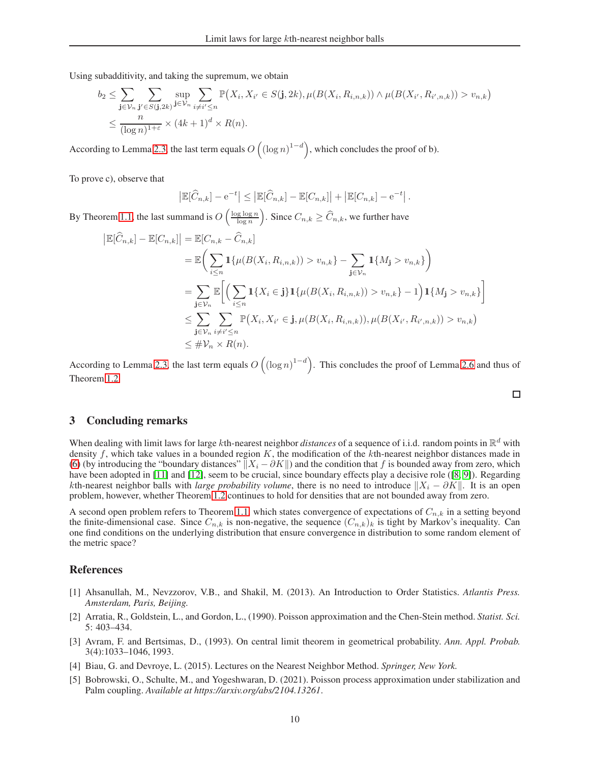Using subadditivity, and taking the supremum, we obtain

$$
\begin{aligned}
b_2 &\leq \sum_{\mathbf{j}\in\mathcal{V}_n} \sum_{\mathbf{j}'\in S(\mathbf{j},2k)} \sup_{\mathbf{j}\in\mathcal{V}_n} \sum_{i\neq i'\leq n} \mathbb{P}\big(X_i, X_{i'} \in S(\mathbf{j}, 2k), \mu(B(X_i, R_{i,n,k})) \wedge \mu(B(X_{i'}, R_{i',n,k})) > v_{n,k}\big) \\
&\leq \frac{n}{(\log n)^{1+\varepsilon}} \times (4k+1)^d \times R(n).
\end{aligned}
$$

According to Lemma 2.3, the last term equals $O\left((\log n)^{1-d}\right)$, which concludes the proof of b).

To prove c), observe that

$$
\left|\mathbb{E}[\widehat{C}_{n,k}] - \mathrm{e}^{-t}\right| \leq \left|\mathbb{E}[\widehat{C}_{n,k}] - \mathbb{E}[C_{n,k}]\right| + \left|\mathbb{E}[C_{n,k}] - \mathrm{e}^{-t}\right|.
$$

By Theorem 1.1, the last summand is $O\left(\frac{\log\log n}{\log n}\right)$. Since $C_{n,k} \geq \widehat{C}_{n,k}$, we further have

$$
\begin{aligned}
\left|\mathbb{E}[\widehat{C}_{n,k}] - \mathbb{E}[C_{n,k}]\right| &= \mathbb{E}[C_{n,k} - \widehat{C}_{n,k}] \\
&= \mathbb{E}\bigg(\sum_{i\leq n} \mathbb{1}\{\mu(B(X_i, R_{i,n,k})) > v_{n,k}\} - \sum_{\mathbf{j}\in\mathcal{V}_n} \mathbb{1}\{M_{\mathbf{j}} > v_{n,k}\}\bigg) \\
&= \sum_{\mathbf{j}\in\mathcal{V}_n} \mathbb{E}\bigg[\Big(\sum_{i\leq n} \mathbb{1}\{X_i \in \mathbf{j}\}\mathbb{1}\{\mu(B(X_i, R_{i,n,k})) > v_{n,k}\} - 1\Big)\mathbb{1}\{M_{\mathbf{j}} > v_{n,k}\}\bigg] \\
&\leq \sum_{\mathbf{j}\in\mathcal{V}_n} \sum_{i\neq i'\leq n} \mathbb{P}\big(X_i, X_{i'} \in \mathbf{j}, \mu(B(X_i, R_{i,n,k})), \mu(B(X_{i'}, R_{i',n,k})) > v_{n,k}\big) \\
&\leq \#\mathcal{V}_n \times R(n).
\end{aligned}
$$

According to Lemma 2.3, the last term equals $O\left((\log n)^{1-d}\right)$. This concludes the proof of Lemma 2.6 and thus of Theorem 1.2.

□

## 3 Concluding remarks

When dealing with limit laws for large $k$th-nearest neighbor *distances* of a sequence of i.i.d. random points in $\mathbb{R}^d$ with density $f$, which take values in a bounded region $K$, the modification of the $k$th-nearest neighbor distances made in (6) (by introducing the "boundary distances" $\|X_i - \partial K\|$) and the condition that $f$ is bounded away from zero, which have been adopted in [11] and [12], seem to be crucial, since boundary effects play a decisive role ([8, 9]). Regarding $k$th-nearest neighbor balls with *large probability volume*, there is no need to introduce $\|X_i - \partial K\|$. It is an open problem, however, whether Theorem 1.2 continues to hold for densities that are not bounded away from zero.

A second open problem refers to Theorem 1.1 which states convergence of expectations of $C_{n,k}$ in a setting beyond the finite-dimensional case. Since $C_{n,k}$ is non-negative, the sequence $(C_{n,k})_k$ is tight by Markov's inequality. Can one find conditions on the underlying distribution that ensure convergence in distribution to some random element of the metric space?

## References

[1] Ahsanullah, M., Nevzzorov, V.B., and Shakil, M. (2013). An Introduction to Order Statistics. *Atlantis Press. Amsterdam, Paris, Beijing.*

[2] Arratia, R., Goldstein, L., and Gordon, L., (1990). Poisson approximation and the Chen-Stein method. *Statist. Sci.* 5: 403–434.

[3] Avram, F. and Bertsimas, D., (1993). On central limit theorem in geometrical probability. *Ann. Appl. Probab.* 3(4):1033–1046, 1993.

[4] Biau, G. and Devroye, L. (2015). Lectures on the Nearest Neighbor Method. *Springer, New York.*

[5] Bobrowski, O., Schulte, M., and Yogeshwaran, D. (2021). Poisson process approximation under stabilization and Palm coupling. *Available at https://arxiv.org/abs/2104.13261.*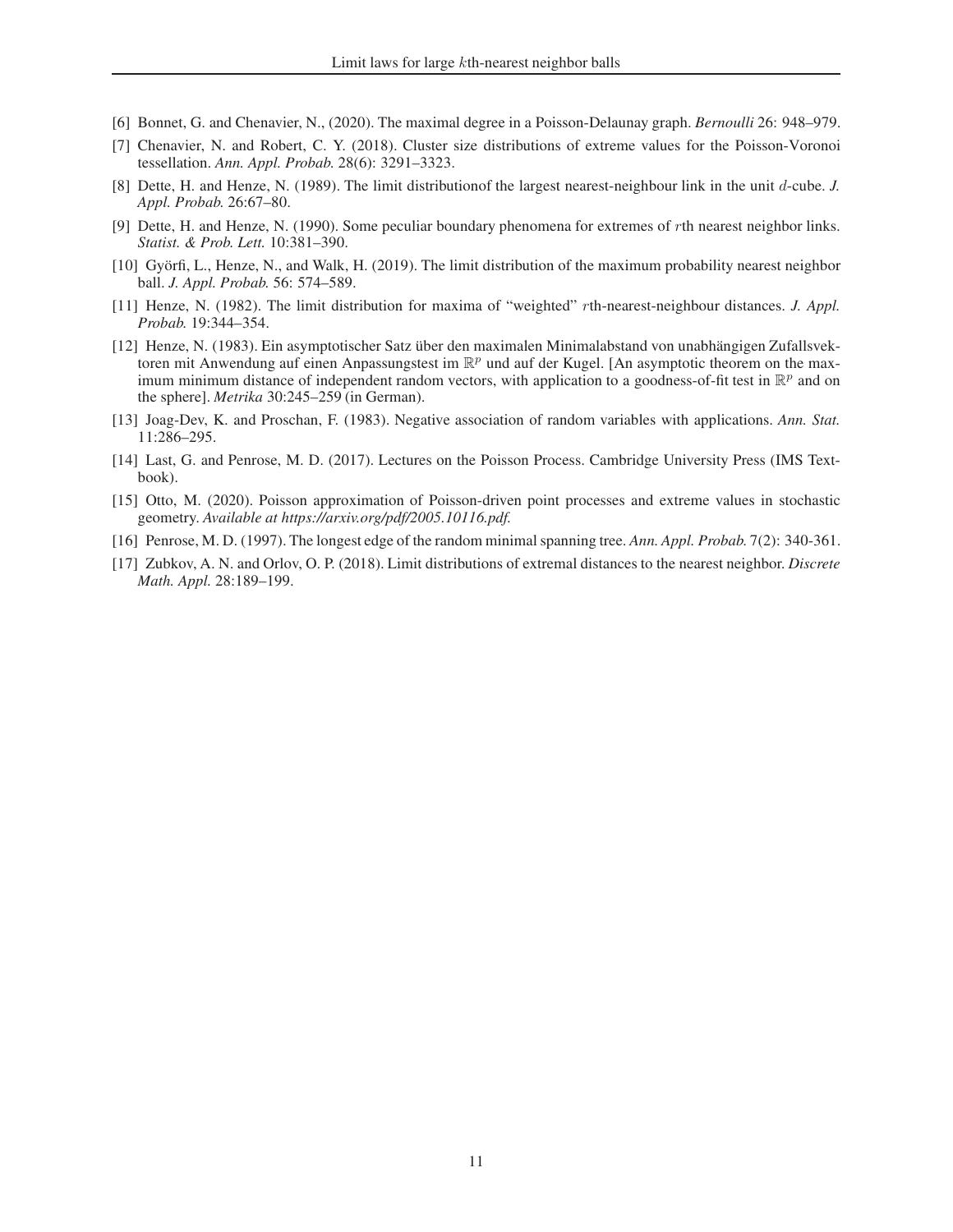[6] Bonnet, G. and Chenavier, N., (2020). The maximal degree in a Poisson-Delaunay graph. *Bernoulli* 26: 948–979.

[7] Chenavier, N. and Robert, C. Y. (2018). Cluster size distributions of extreme values for the Poisson-Voronoi tessellation. *Ann. Appl. Probab.* 28(6): 3291–3323.

[8] Dette, H. and Henze, N. (1989). The limit distributionof the largest nearest-neighbour link in the unit $d$-cube. *J. Appl. Probab.* 26:67–80.

[9] Dette, H. and Henze, N. (1990). Some peculiar boundary phenomena for extremes of $r$th nearest neighbor links. *Statist. & Prob. Lett.* 10:381–390.

[10] Györfi, L., Henze, N., and Walk, H. (2019). The limit distribution of the maximum probability nearest neighbor ball. *J. Appl. Probab.* 56: 574–589.

[11] Henze, N. (1982). The limit distribution for maxima of "weighted" $r$th-nearest-neighbour distances. *J. Appl. Probab.* 19:344–354.

[12] Henze, N. (1983). Ein asymptotischer Satz über den maximalen Minimalabstand von unabhängigen Zufallsvektoren mit Anwendung auf einen Anpassungstest im $\mathbb{R}^p$ und auf der Kugel. [An asymptotic theorem on the maximum minimum distance of independent random vectors, with application to a goodness-of-fit test in $\mathbb{R}^p$ and on the sphere]. *Metrika* 30:245–259 (in German).

[13] Joag-Dev, K. and Proschan, F. (1983). Negative association of random variables with applications. *Ann. Stat.* 11:286–295.

[14] Last, G. and Penrose, M. D. (2017). Lectures on the Poisson Process. Cambridge University Press (IMS Textbook).

[15] Otto, M. (2020). Poisson approximation of Poisson-driven point processes and extreme values in stochastic geometry. *Available at https://arxiv.org/pdf/2005.10116.pdf.*

[16] Penrose, M. D. (1997). The longest edge of the random minimal spanning tree. *Ann. Appl. Probab.* 7(2): 340-361.

[17] Zubkov, A. N. and Orlov, O. P. (2018). Limit distributions of extremal distances to the nearest neighbor. *Discrete Math. Appl.* 28:189–199.